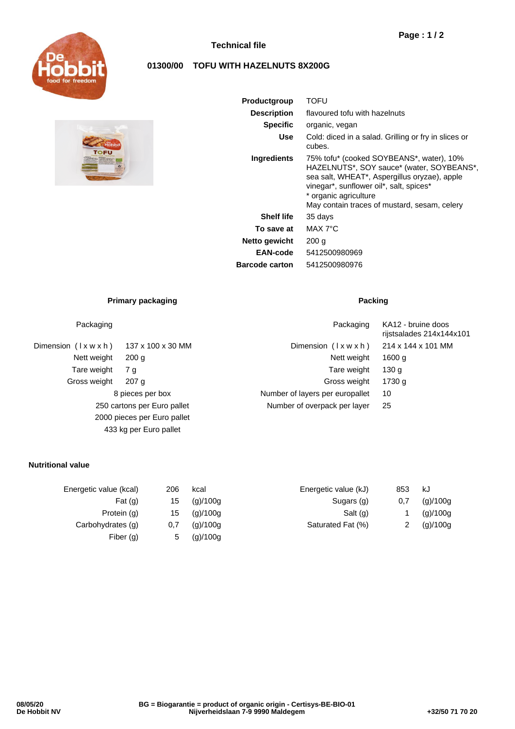# Technical file

## 01300/00 TOFU WITH HAZELNUTS 8X200G

| | |
|---|---|
| **Productgroup** | TOFU |
| **Description** | flavoured tofu with hazelnuts |
| **Specific** | organic, vegan |
| **Use** | Cold: diced in a salad. Grilling or fry in slices or cubes. |
| **Ingredients** | 75% tofu* (cooked SOYBEANS*, water), 10% HAZELNUTS*, SOY sauce* (water, SOYBEANS*, sea salt, WHEAT*, Aspergillus oryzae), apple vinegar*, sunflower oil*, salt, spices*<br>* organic agriculture<br>May contain traces of mustard, sesam, celery |
| **Shelf life** | 35 days |
| **To save at** | MAX 7°C |
| **Netto gewicht** | 200 g |
| **EAN-code** | 5412500980969 |
| **Barcode carton** | 5412500980976 |

### Primary packaging

| | |
|---|---|
| Packaging | |
| Dimension ( l x w x h ) | 137 x 100 x 30 MM |
| Nett weight | 200 g |
| Tare weight | 7 g |
| Gross weight | 207 g |

8 pieces per box
250 cartons per Euro pallet
2000 pieces per Euro pallet
433 kg per Euro pallet

### Packing

| | |
|---|---|
| Packaging | KA12 - bruine doos rijstsalades 214x144x101 |
| Dimension ( l x w x h ) | 214 x 144 x 101 MM |
| Nett weight | 1600 g |
| Tare weight | 130 g |
| Gross weight | 1730 g |
| Number of layers per europallet | 10 |
| Number of overpack per layer | 25 |

### Nutritional value

| | | |
|---|---|---|
| Energetic value (kcal) | 206 | kcal |
| Fat (g) | 15 | (g)/100g |
| Protein (g) | 15 | (g)/100g |
| Carbohydrates (g) | 0,7 | (g)/100g |
| Fiber (g) | 5 | (g)/100g |
| Energetic value (kJ) | 853 | kJ |
| Sugars (g) | 0,7 | (g)/100g |
| Salt (g) | 1 | (g)/100g |
| Saturated Fat (%) | 2 | (g)/100g |

08/05/20
De Hobbit NV

BG = Biogarantie = product of organic origin - Certisys-BE-BIO-01
Nijverheidslaan 7-9 9990 Maldegem

+32/50 71 70 20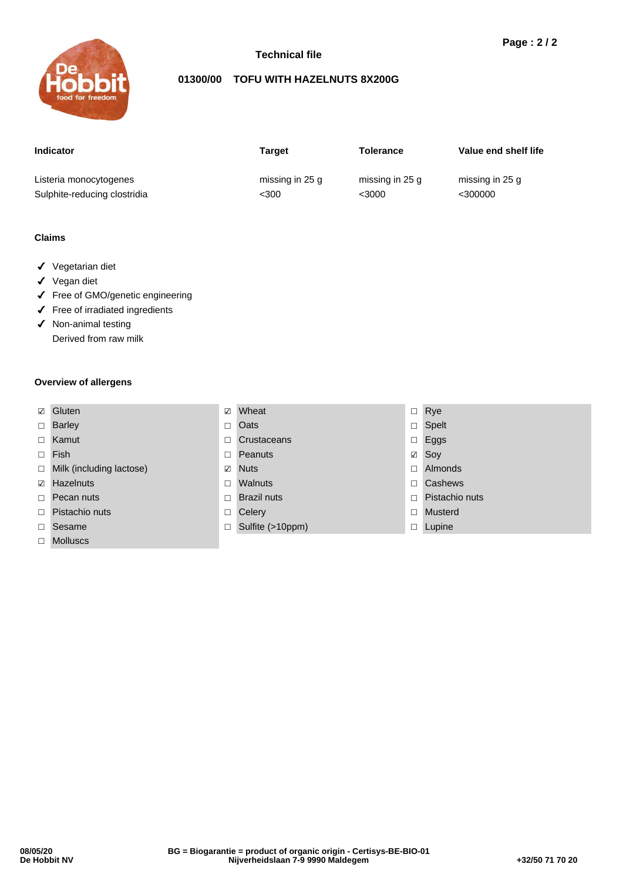Technical file

**01300/00 TOFU WITH HAZELNUTS 8X200G**

| Indicator | Target | Tolerance | Value end shelf life |
|---|---|---|---|
| Listeria monocytogenes | missing in 25 g | missing in 25 g | missing in 25 g |
| Sulphite-reducing clostridia | <300 | <3000 | <300000 |

### Claims

- ✓ Vegetarian diet
- ✓ Vegan diet
- ✓ Free of GMO/genetic engineering
- ✓ Free of irradiated ingredients
- ✓ Non-animal testing
- Derived from raw milk

### Overview of allergens

| | | |
|---|---|---|
| ☑ Gluten | ☑ Wheat | ☐ Rye |
| ☐ Barley | ☐ Oats | ☐ Spelt |
| ☐ Kamut | ☐ Crustaceans | ☐ Eggs |
| ☐ Fish | ☐ Peanuts | ☑ Soy |
| ☐ Milk (including lactose) | ☑ Nuts | ☐ Almonds |
| ☑ Hazelnuts | ☐ Walnuts | ☐ Cashews |
| ☐ Pecan nuts | ☐ Brazil nuts | ☐ Pistachio nuts |
| ☐ Pistachio nuts | ☐ Celery | ☐ Musterd |
| ☐ Sesame | ☐ Sulfite (>10ppm) | ☐ Lupine |
| ☐ Molluscs | | |

08/05/20
De Hobbit NV

BG = Biogarantie = product of organic origin - Certisys-BE-BIO-01
Nijverheidslaan 7-9 9990 Maldegem

+32/50 71 70 20